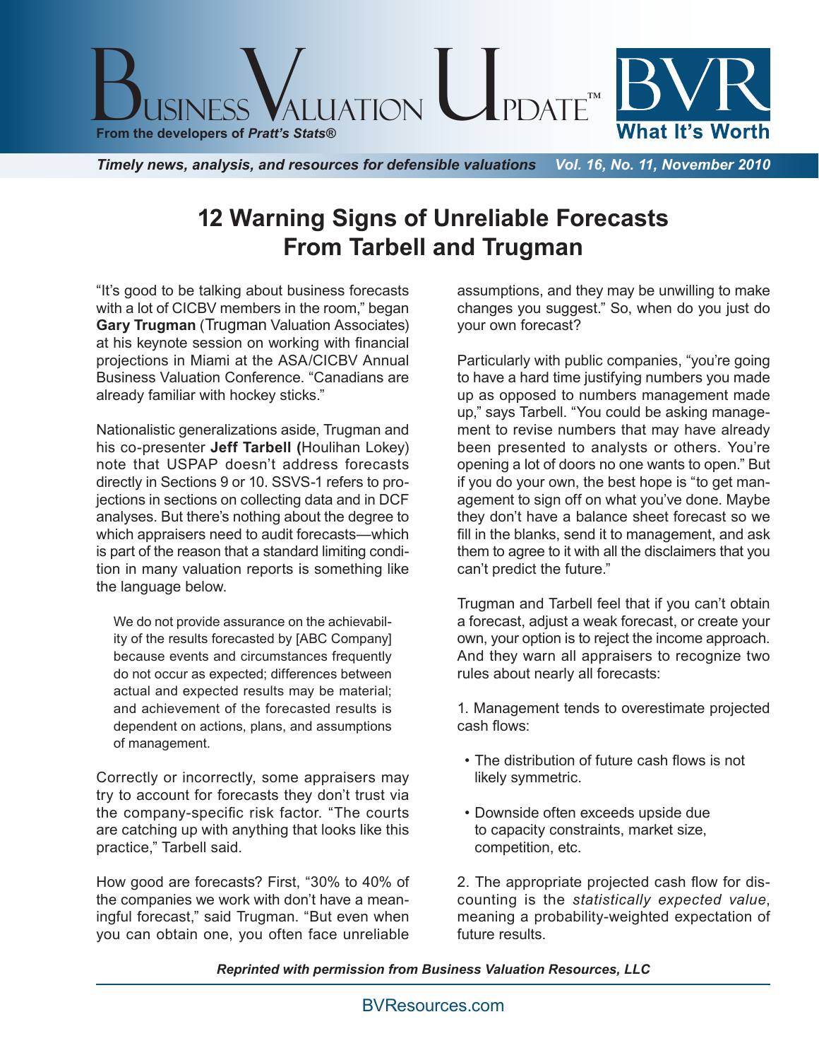# 12 Warning Signs of Unreliable Forecasts From Tarbell and Trugman

"It's good to be talking about business forecasts with a lot of CICBV members in the room," began **Gary Trugman** (Trugman Valuation Associates) at his keynote session on working with financial projections in Miami at the ASA/CICBV Annual Business Valuation Conference. "Canadians are already familiar with hockey sticks."

Nationalistic generalizations aside, Trugman and his co-presenter **Jeff Tarbell** (Houlihan Lokey) note that USPAP doesn't address forecasts directly in Sections 9 or 10. SSVS-1 refers to projections in sections on collecting data and in DCF analyses. But there's nothing about the degree to which appraisers need to audit forecasts—which is part of the reason that a standard limiting condition in many valuation reports is something like the language below.

> We do not provide assurance on the achievability of the results forecasted by [ABC Company] because events and circumstances frequently do not occur as expected; differences between actual and expected results may be material; and achievement of the forecasted results is dependent on actions, plans, and assumptions of management.

Correctly or incorrectly, some appraisers may try to account for forecasts they don't trust via the company-specific risk factor. "The courts are catching up with anything that looks like this practice," Tarbell said.

How good are forecasts? First, "30% to 40% of the companies we work with don't have a meaningful forecast," said Trugman. "But even when you can obtain one, you often face unreliable assumptions, and they may be unwilling to make changes you suggest." So, when do you just do your own forecast?

Particularly with public companies, "you're going to have a hard time justifying numbers you made up as opposed to numbers management made up," says Tarbell. "You could be asking management to revise numbers that may have already been presented to analysts or others. You're opening a lot of doors no one wants to open." But if you do your own, the best hope is "to get management to sign off on what you've done. Maybe they don't have a balance sheet forecast so we fill in the blanks, send it to management, and ask them to agree to it with all the disclaimers that you can't predict the future."

Trugman and Tarbell feel that if you can't obtain a forecast, adjust a weak forecast, or create your own, your option is to reject the income approach. And they warn all appraisers to recognize two rules about nearly all forecasts:

1. Management tends to overestimate projected cash flows:

   - The distribution of future cash flows is not likely symmetric.
   - Downside often exceeds upside due to capacity constraints, market size, competition, etc.

2. The appropriate projected cash flow for discounting is the *statistically expected value*, meaning a probability-weighted expectation of future results.

***Reprinted with permission from Business Valuation Resources, LLC***

BVResources.com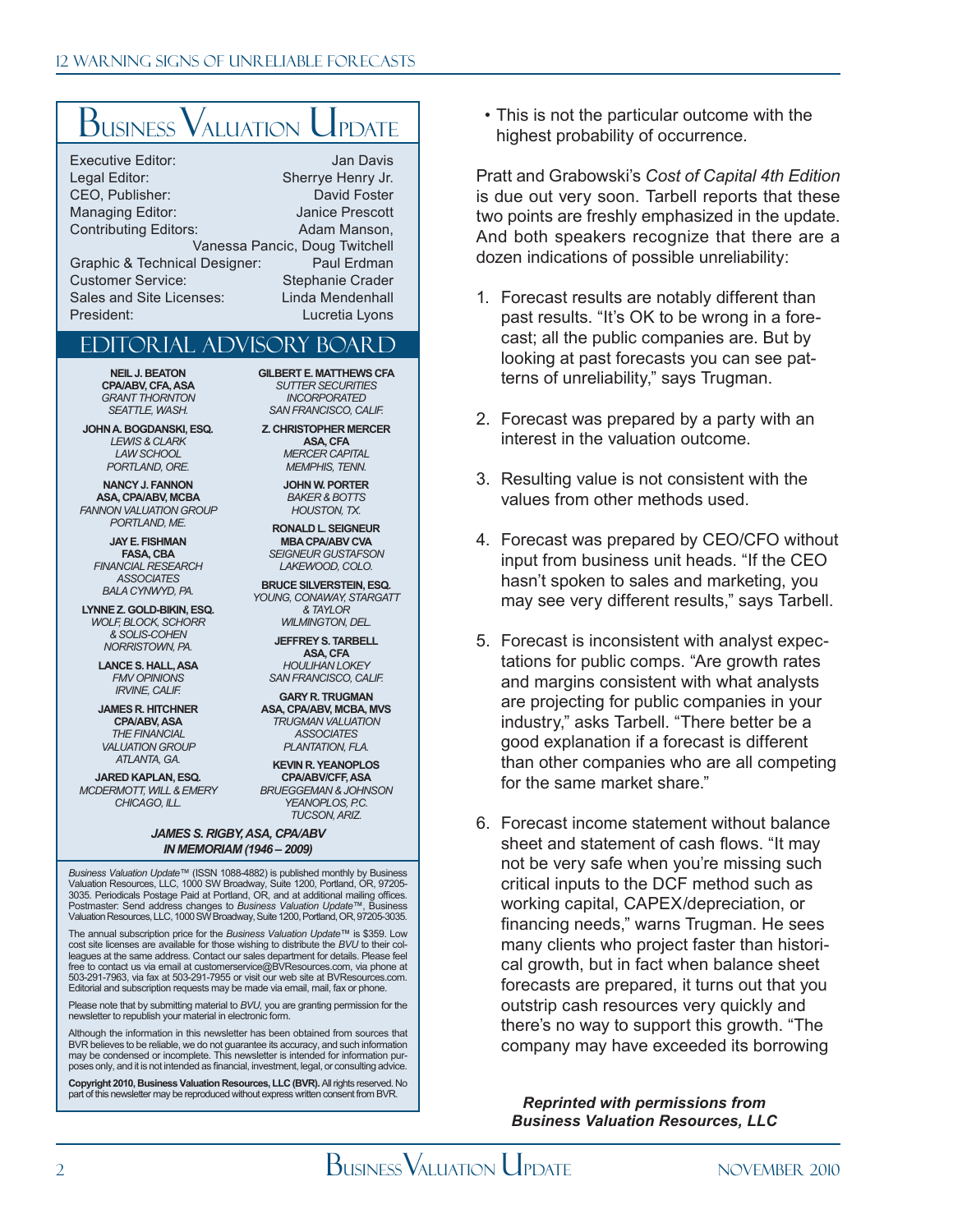# Business Valuation Update

Executive Editor: Jan Davis
Legal Editor: Sherrye Henry Jr.
CEO, Publisher: David Foster
Managing Editor: Janice Prescott
Contributing Editors: Adam Manson, Vanessa Pancic, Doug Twitchell
Graphic & Technical Designer: Paul Erdman
Customer Service: Stephanie Crader
Sales and Site Licenses: Linda Mendenhall
President: Lucretia Lyons

## Editorial Advisory Board

**NEIL J. BEATON CPA/ABV, CFA, ASA**
*GRANT THORNTON SEATTLE, WASH.*

**JOHN A. BOGDANSKI, ESQ.**
*LEWIS & CLARK LAW SCHOOL PORTLAND, ORE.*

**NANCY J. FANNON ASA, CPA/ABV, MCBA**
*FANNON VALUATION GROUP PORTLAND, ME.*

**JAY E. FISHMAN FASA, CBA**
*FINANCIAL RESEARCH ASSOCIATES BALA CYNWYD, PA.*

**LYNNE Z. GOLD-BIKIN, ESQ.**
*WOLF, BLOCK, SCHORR & SOLIS-COHEN NORRISTOWN, PA.*

**LANCE S. HALL, ASA**
*FMV OPINIONS IRVINE, CALIF.*

**JAMES R. HITCHNER CPA/ABV, ASA**
*THE FINANCIAL VALUATION GROUP ATLANTA, GA.*

**JARED KAPLAN, ESQ.**
*MCDERMOTT, WILL & EMERY CHICAGO, ILL.*

**GILBERT E. MATTHEWS CFA**
*SUTTER SECURITIES INCORPORATED SAN FRANCISCO, CALIF.*

**Z. CHRISTOPHER MERCER ASA, CFA**
*MERCER CAPITAL MEMPHIS, TENN.*

**JOHN W. PORTER**
*BAKER & BOTTS HOUSTON, TX.*

**RONALD L. SEIGNEUR MBA CPA/ABV CVA**
*SEIGNEUR GUSTAFSON LAKEWOOD, COLO.*

**BRUCE SILVERSTEIN, ESQ.**
*YOUNG, CONAWAY, STARGATT & TAYLOR WILMINGTON, DEL.*

**JEFFREY S. TARBELL ASA, CFA**
*HOULIHAN LOKEY SAN FRANCISCO, CALIF.*

**GARY R. TRUGMAN ASA, CPA/ABV, MCBA, MVS**
*TRUGMAN VALUATION ASSOCIATES PLANTATION, FLA.*

**KEVIN R. YEANOPLOS CPA/ABV/CFF, ASA**
*BRUEGGEMAN & JOHNSON YEANOPLOS, P.C. TUCSON, ARIZ.*

***JAMES S. RIGBY, ASA, CPA/ABV IN MEMORIAM (1946 – 2009)***

*Business Valuation Update*™ (ISSN 1088-4882) is published monthly by Business Valuation Resources, LLC, 1000 SW Broadway, Suite 1200, Portland, OR, 97205-3035. Periodicals Postage Paid at Portland, OR, and at additional mailing offices. Postmaster: Send address changes to *Business Valuation Update*™, Business Valuation Resources, LLC, 1000 SW Broadway, Suite 1200, Portland, OR, 97205-3035.

The annual subscription price for the *Business Valuation Update*™ is $359. Low cost site licenses are available for those wishing to distribute the *BVU* to their colleagues at the same address. Contact our sales department for details. Please feel free to contact us via email at customerservice@BVResources.com, via phone at 503-291-7963, via fax at 503-291-7955 or visit our web site at BVResources.com. Editorial and subscription requests may be made via email, mail, fax or phone.

Please note that by submitting material to *BVU*, you are granting permission for the newsletter to republish your material in electronic form.

Although the information in this newsletter has been obtained from sources that BVR believes to be reliable, we do not guarantee its accuracy, and such information may be condensed or incomplete. This newsletter is intended for information purposes only, and it is not intended as financial, investment, legal, or consulting advice.

**Copyright 2010, Business Valuation Resources, LLC (BVR).** All rights reserved. No part of this newsletter may be reproduced without express written consent from BVR.

- This is not the particular outcome with the highest probability of occurrence.

Pratt and Grabowski's *Cost of Capital 4th Edition* is due out very soon. Tarbell reports that these two points are freshly emphasized in the update. And both speakers recognize that there are a dozen indications of possible unreliability:

1. Forecast results are notably different than past results. "It's OK to be wrong in a forecast; all the public companies are. But by looking at past forecasts you can see patterns of unreliability," says Trugman.

2. Forecast was prepared by a party with an interest in the valuation outcome.

3. Resulting value is not consistent with the values from other methods used.

4. Forecast was prepared by CEO/CFO without input from business unit heads. "If the CEO hasn't spoken to sales and marketing, you may see very different results," says Tarbell.

5. Forecast is inconsistent with analyst expectations for public comps. "Are growth rates and margins consistent with what analysts are projecting for public companies in your industry," asks Tarbell. "There better be a good explanation if a forecast is different than other companies who are all competing for the same market share."

6. Forecast income statement without balance sheet and statement of cash flows. "It may not be very safe when you're missing such critical inputs to the DCF method such as working capital, CAPEX/depreciation, or financing needs," warns Trugman. He sees many clients who project faster than historical growth, but in fact when balance sheet forecasts are prepared, it turns out that you outstrip cash resources very quickly and there's no way to support this growth. "The company may have exceeded its borrowing

***Reprinted with permissions from Business Valuation Resources, LLC***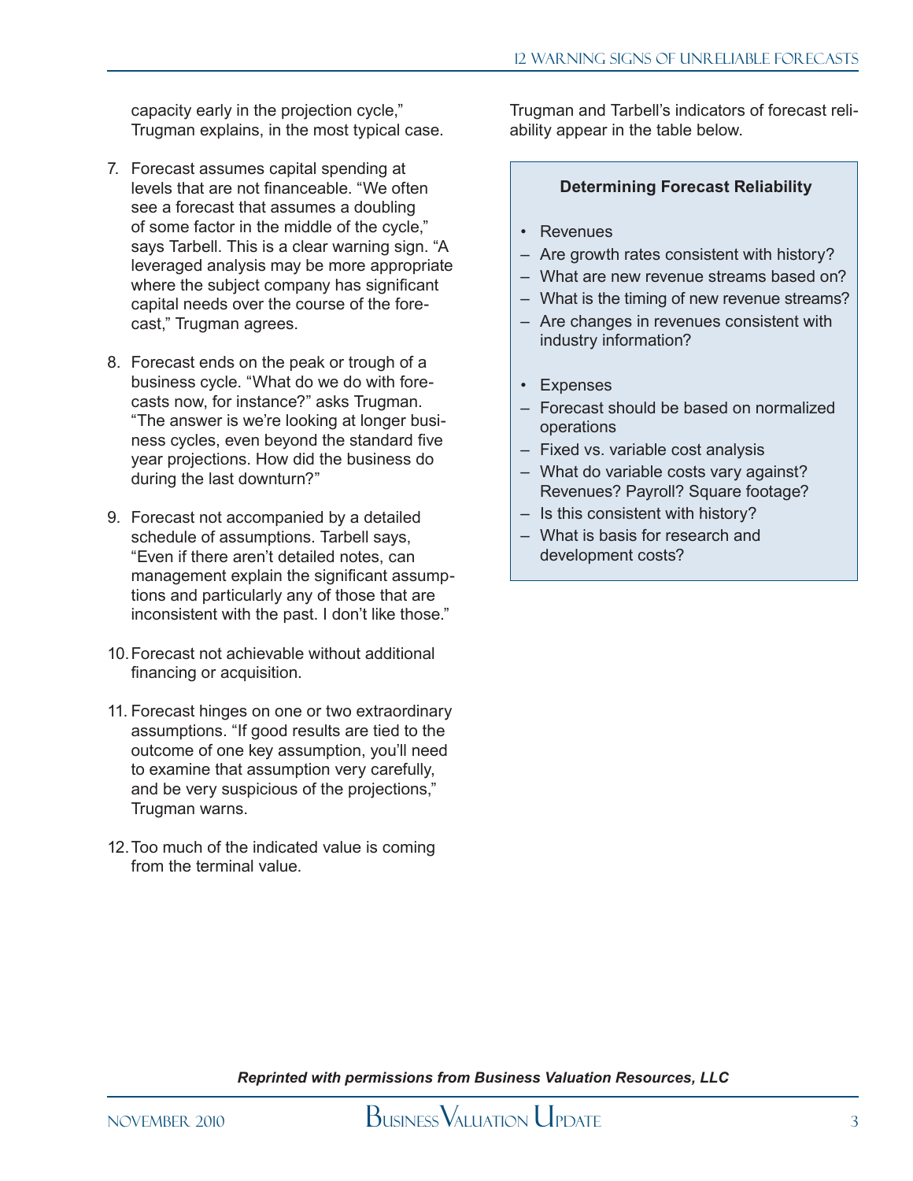capacity early in the projection cycle," Trugman explains, in the most typical case.

7. Forecast assumes capital spending at levels that are not financeable. "We often see a forecast that assumes a doubling of some factor in the middle of the cycle," says Tarbell. This is a clear warning sign. "A leveraged analysis may be more appropriate where the subject company has significant capital needs over the course of the forecast," Trugman agrees.

8. Forecast ends on the peak or trough of a business cycle. "What do we do with forecasts now, for instance?" asks Trugman. "The answer is we're looking at longer business cycles, even beyond the standard five year projections. How did the business do during the last downturn?"

9. Forecast not accompanied by a detailed schedule of assumptions. Tarbell says, "Even if there aren't detailed notes, can management explain the significant assumptions and particularly any of those that are inconsistent with the past. I don't like those."

10. Forecast not achievable without additional financing or acquisition.

11. Forecast hinges on one or two extraordinary assumptions. "If good results are tied to the outcome of one key assumption, you'll need to examine that assumption very carefully, and be very suspicious of the projections," Trugman warns.

12. Too much of the indicated value is coming from the terminal value.

Trugman and Tarbell's indicators of forecast reliability appear in the table below.

**Determining Forecast Reliability**

- Revenues
  - Are growth rates consistent with history?
  - What are new revenue streams based on?
  - What is the timing of new revenue streams?
  - Are changes in revenues consistent with industry information?

- Expenses
  - Forecast should be based on normalized operations
  - Fixed vs. variable cost analysis
  - What do variable costs vary against? Revenues? Payroll? Square footage?
  - Is this consistent with history?
  - What is basis for research and development costs?

***Reprinted with permissions from Business Valuation Resources, LLC***